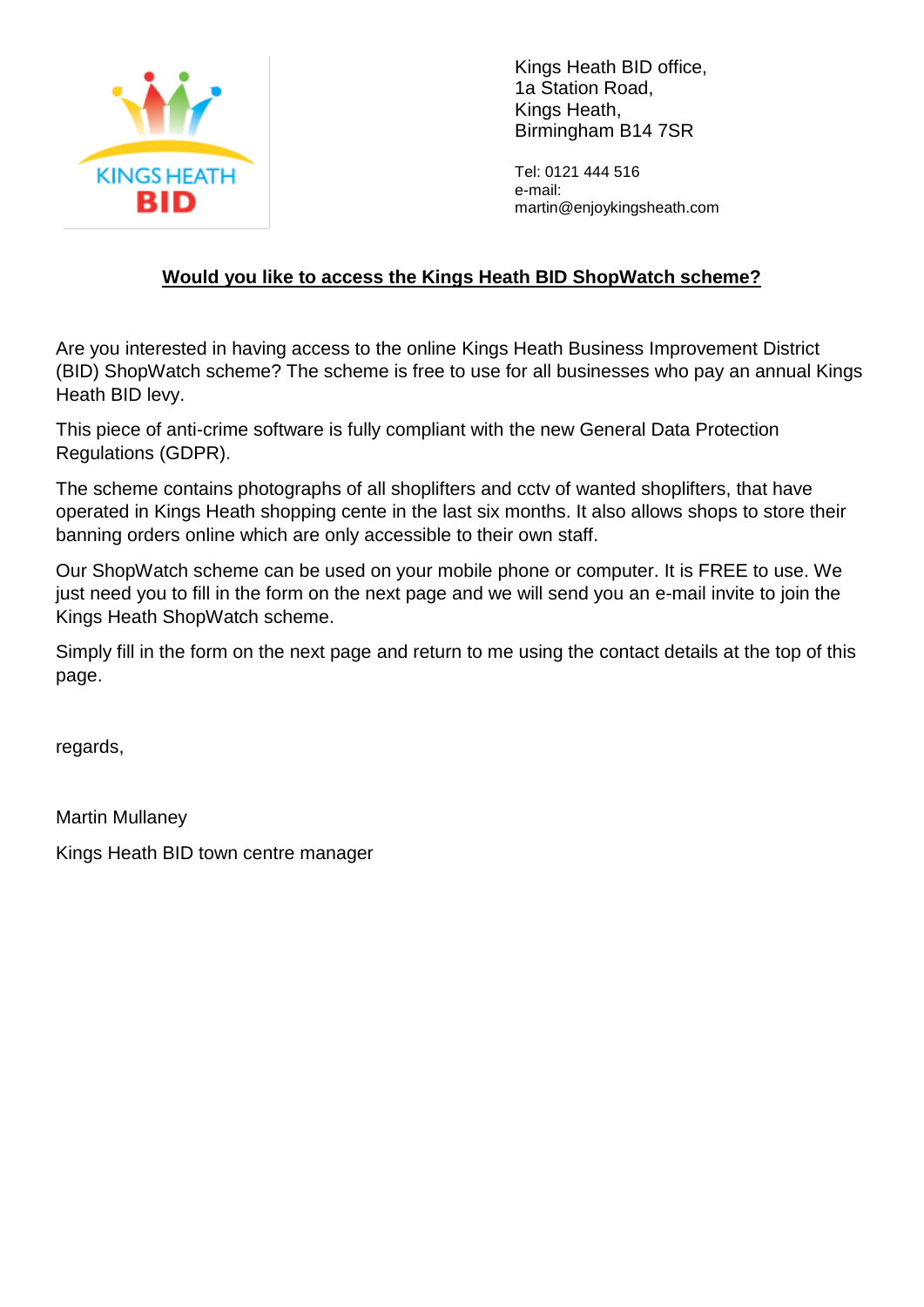KINGS HEATH BID

Kings Heath BID office,
1a Station Road,
Kings Heath,
Birmingham B14 7SR

Tel: 0121 444 516
e-mail:
martin@enjoykingsheath.com

**Would you like to access the Kings Heath BID ShopWatch scheme?**

Are you interested in having access to the online Kings Heath Business Improvement District (BID) ShopWatch scheme? The scheme is free to use for all businesses who pay an annual Kings Heath BID levy.

This piece of anti-crime software is fully compliant with the new General Data Protection Regulations (GDPR).

The scheme contains photographs of all shoplifters and cctv of wanted shoplifters, that have operated in Kings Heath shopping cente in the last six months. It also allows shops to store their banning orders online which are only accessible to their own staff.

Our ShopWatch scheme can be used on your mobile phone or computer. It is FREE to use. We just need you to fill in the form on the next page and we will send you an e-mail invite to join the Kings Heath ShopWatch scheme.

Simply fill in the form on the next page and return to me using the contact details at the top of this page.

regards,

Martin Mullaney

Kings Heath BID town centre manager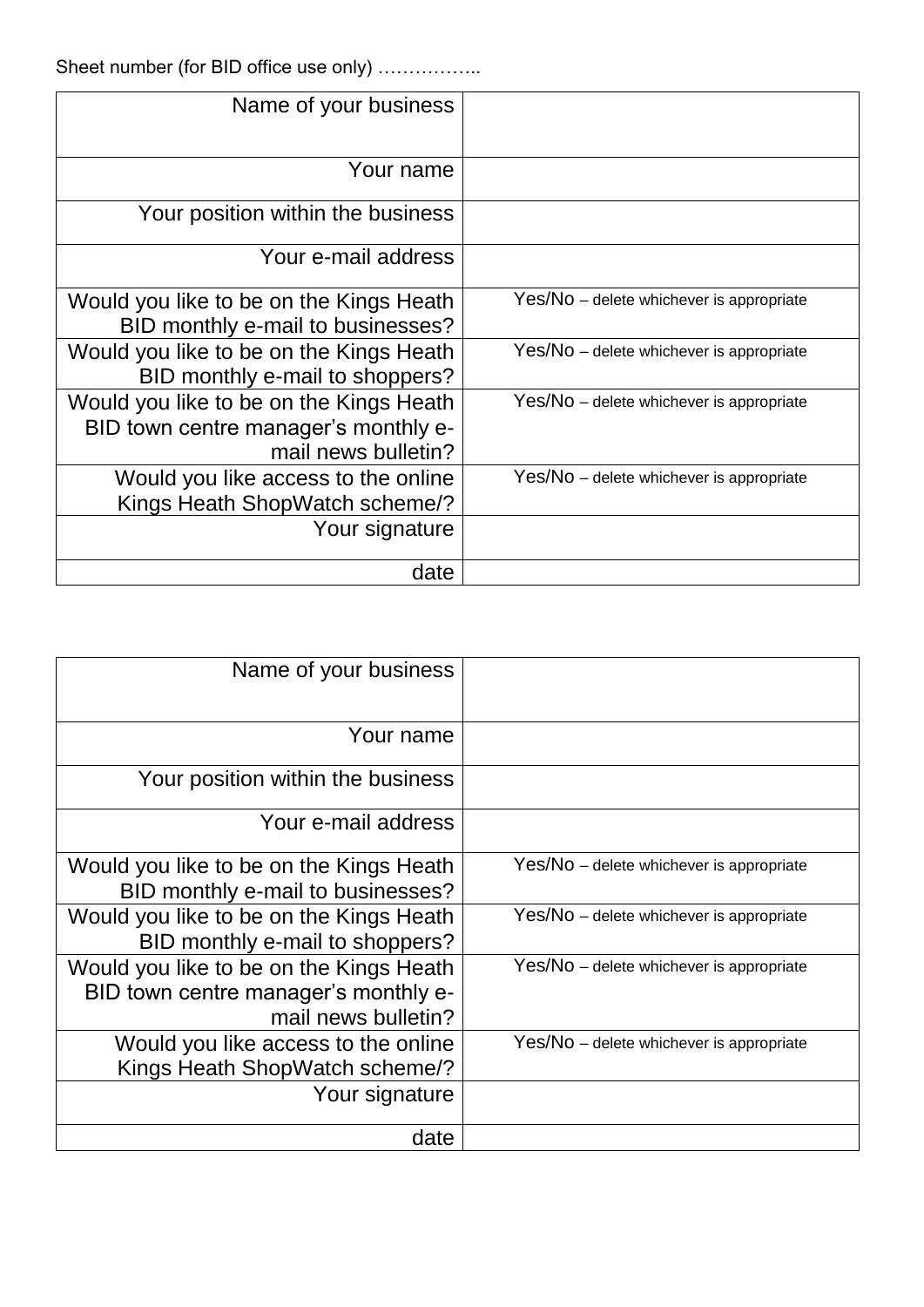Sheet number (for BID office use only) ……………..

| | |
|---|---|
| Name of your business | |
| Your name | |
| Your position within the business | |
| Your e-mail address | |
| Would you like to be on the Kings Heath BID monthly e-mail to businesses? | Yes/No – delete whichever is appropriate |
| Would you like to be on the Kings Heath BID monthly e-mail to shoppers? | Yes/No – delete whichever is appropriate |
| Would you like to be on the Kings Heath BID town centre manager's monthly e-mail news bulletin? | Yes/No – delete whichever is appropriate |
| Would you like access to the online Kings Heath ShopWatch scheme/? | Yes/No – delete whichever is appropriate |
| Your signature | |
| date | |

| | |
|---|---|
| Name of your business | |
| Your name | |
| Your position within the business | |
| Your e-mail address | |
| Would you like to be on the Kings Heath BID monthly e-mail to businesses? | Yes/No – delete whichever is appropriate |
| Would you like to be on the Kings Heath BID monthly e-mail to shoppers? | Yes/No – delete whichever is appropriate |
| Would you like to be on the Kings Heath BID town centre manager's monthly e-mail news bulletin? | Yes/No – delete whichever is appropriate |
| Would you like access to the online Kings Heath ShopWatch scheme/? | Yes/No – delete whichever is appropriate |
| Your signature | |
| date | |